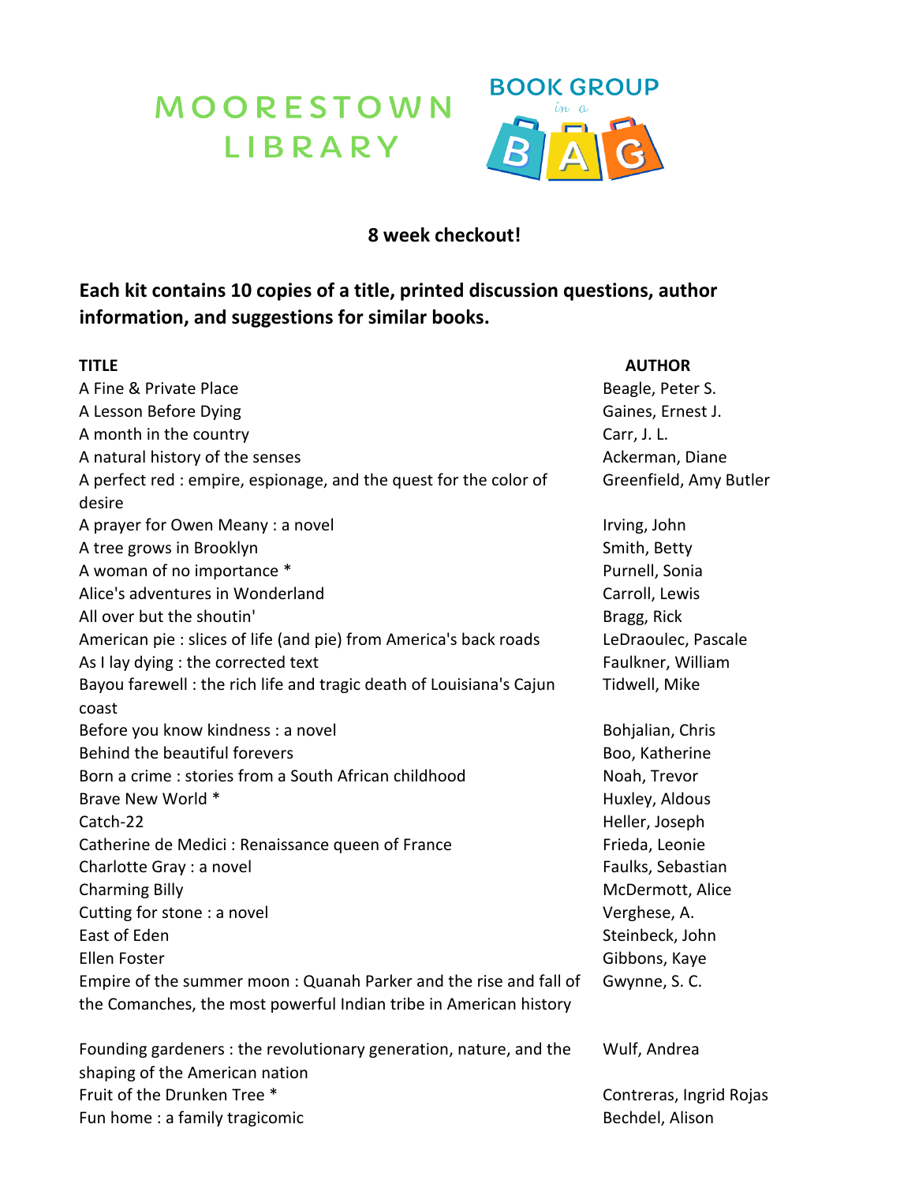# MOORESTOWN LIBRARY

## BOOK GROUP in a BAG

**8 week checkout!**

**Each kit contains 10 copies of a title, printed discussion questions, author information, and suggestions for similar books.**

| TITLE | AUTHOR |
|---|---|
| A Fine & Private Place | Beagle, Peter S. |
| A Lesson Before Dying | Gaines, Ernest J. |
| A month in the country | Carr, J. L. |
| A natural history of the senses | Ackerman, Diane |
| A perfect red : empire, espionage, and the quest for the color of desire | Greenfield, Amy Butler |
| A prayer for Owen Meany : a novel | Irving, John |
| A tree grows in Brooklyn | Smith, Betty |
| A woman of no importance * | Purnell, Sonia |
| Alice's adventures in Wonderland | Carroll, Lewis |
| All over but the shoutin' | Bragg, Rick |
| American pie : slices of life (and pie) from America's back roads | LeDraoulec, Pascale |
| As I lay dying : the corrected text | Faulkner, William |
| Bayou farewell : the rich life and tragic death of Louisiana's Cajun coast | Tidwell, Mike |
| Before you know kindness : a novel | Bohjalian, Chris |
| Behind the beautiful forevers | Boo, Katherine |
| Born a crime : stories from a South African childhood | Noah, Trevor |
| Brave New World * | Huxley, Aldous |
| Catch-22 | Heller, Joseph |
| Catherine de Medici : Renaissance queen of France | Frieda, Leonie |
| Charlotte Gray : a novel | Faulks, Sebastian |
| Charming Billy | McDermott, Alice |
| Cutting for stone : a novel | Verghese, A. |
| East of Eden | Steinbeck, John |
| Ellen Foster | Gibbons, Kaye |
| Empire of the summer moon : Quanah Parker and the rise and fall of the Comanches, the most powerful Indian tribe in American history | Gwynne, S. C. |
| Founding gardeners : the revolutionary generation, nature, and the shaping of the American nation | Wulf, Andrea |
| Fruit of the Drunken Tree * | Contreras, Ingrid Rojas |
| Fun home : a family tragicomic | Bechdel, Alison |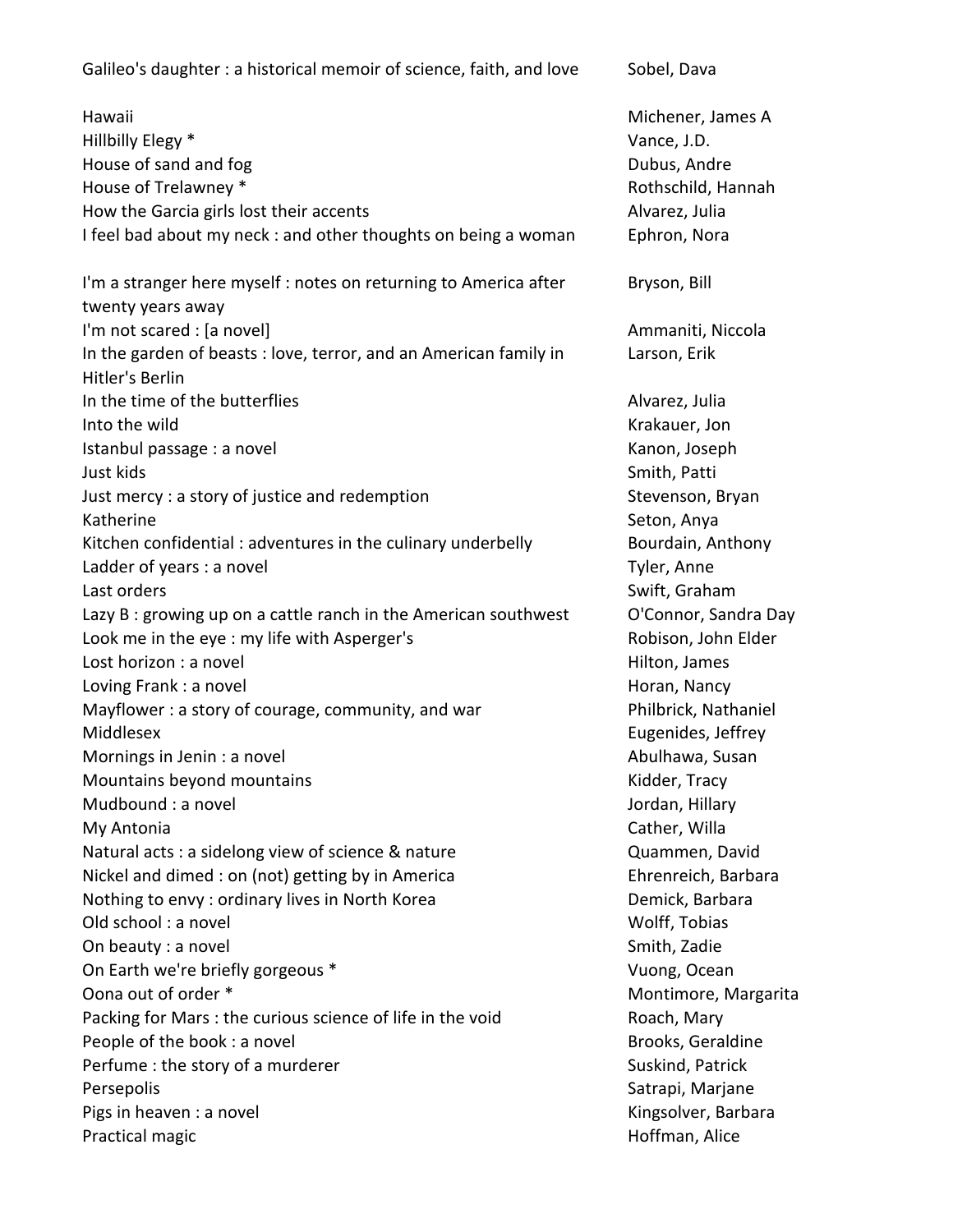| Title | Author |
| --- | --- |
| Galileo's daughter : a historical memoir of science, faith, and love | Sobel, Dava |
| Hawaii | Michener, James A |
| Hillbilly Elegy * | Vance, J.D. |
| House of sand and fog | Dubus, Andre |
| House of Trelawney * | Rothschild, Hannah |
| How the Garcia girls lost their accents | Alvarez, Julia |
| I feel bad about my neck : and other thoughts on being a woman | Ephron, Nora |
| I'm a stranger here myself : notes on returning to America after twenty years away | Bryson, Bill |
| I'm not scared : [a novel] | Ammaniti, Niccola |
| In the garden of beasts : love, terror, and an American family in Hitler's Berlin | Larson, Erik |
| In the time of the butterflies | Alvarez, Julia |
| Into the wild | Krakauer, Jon |
| Istanbul passage : a novel | Kanon, Joseph |
| Just kids | Smith, Patti |
| Just mercy : a story of justice and redemption | Stevenson, Bryan |
| Katherine | Seton, Anya |
| Kitchen confidential : adventures in the culinary underbelly | Bourdain, Anthony |
| Ladder of years : a novel | Tyler, Anne |
| Last orders | Swift, Graham |
| Lazy B : growing up on a cattle ranch in the American southwest | O'Connor, Sandra Day |
| Look me in the eye : my life with Asperger's | Robison, John Elder |
| Lost horizon : a novel | Hilton, James |
| Loving Frank : a novel | Horan, Nancy |
| Mayflower : a story of courage, community, and war | Philbrick, Nathaniel |
| Middlesex | Eugenides, Jeffrey |
| Mornings in Jenin : a novel | Abulhawa, Susan |
| Mountains beyond mountains | Kidder, Tracy |
| Mudbound : a novel | Jordan, Hillary |
| My Antonia | Cather, Willa |
| Natural acts : a sidelong view of science & nature | Quammen, David |
| Nickel and dimed : on (not) getting by in America | Ehrenreich, Barbara |
| Nothing to envy : ordinary lives in North Korea | Demick, Barbara |
| Old school : a novel | Wolff, Tobias |
| On beauty : a novel | Smith, Zadie |
| On Earth we're briefly gorgeous * | Vuong, Ocean |
| Oona out of order * | Montimore, Margarita |
| Packing for Mars : the curious science of life in the void | Roach, Mary |
| People of the book : a novel | Brooks, Geraldine |
| Perfume : the story of a murderer | Suskind, Patrick |
| Persepolis | Satrapi, Marjane |
| Pigs in heaven : a novel | Kingsolver, Barbara |
| Practical magic | Hoffman, Alice |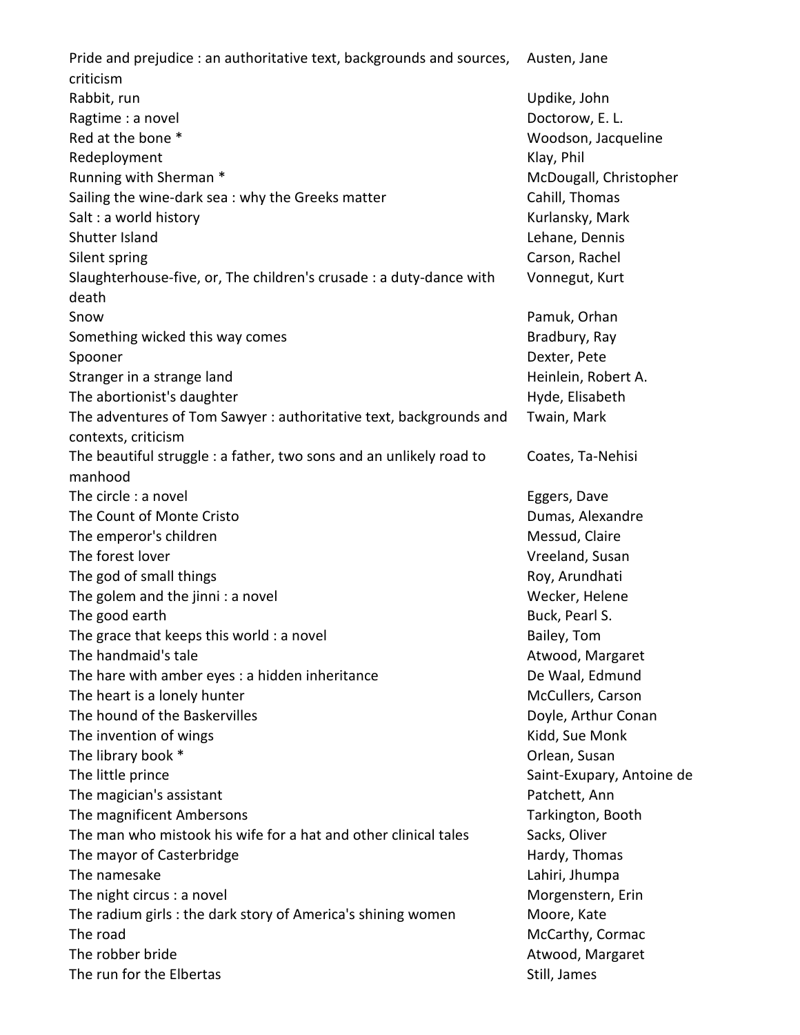| | |
|---|---|
| Pride and prejudice : an authoritative text, backgrounds and sources, criticism | Austen, Jane |
| Rabbit, run | Updike, John |
| Ragtime : a novel | Doctorow, E. L. |
| Red at the bone * | Woodson, Jacqueline |
| Redeployment | Klay, Phil |
| Running with Sherman * | McDougall, Christopher |
| Sailing the wine-dark sea : why the Greeks matter | Cahill, Thomas |
| Salt : a world history | Kurlansky, Mark |
| Shutter Island | Lehane, Dennis |
| Silent spring | Carson, Rachel |
| Slaughterhouse-five, or, The children's crusade : a duty-dance with death | Vonnegut, Kurt |
| Snow | Pamuk, Orhan |
| Something wicked this way comes | Bradbury, Ray |
| Spooner | Dexter, Pete |
| Stranger in a strange land | Heinlein, Robert A. |
| The abortionist's daughter | Hyde, Elisabeth |
| The adventures of Tom Sawyer : authoritative text, backgrounds and contexts, criticism | Twain, Mark |
| The beautiful struggle : a father, two sons and an unlikely road to manhood | Coates, Ta-Nehisi |
| The circle : a novel | Eggers, Dave |
| The Count of Monte Cristo | Dumas, Alexandre |
| The emperor's children | Messud, Claire |
| The forest lover | Vreeland, Susan |
| The god of small things | Roy, Arundhati |
| The golem and the jinni : a novel | Wecker, Helene |
| The good earth | Buck, Pearl S. |
| The grace that keeps this world : a novel | Bailey, Tom |
| The handmaid's tale | Atwood, Margaret |
| The hare with amber eyes : a hidden inheritance | De Waal, Edmund |
| The heart is a lonely hunter | McCullers, Carson |
| The hound of the Baskervilles | Doyle, Arthur Conan |
| The invention of wings | Kidd, Sue Monk |
| The library book * | Orlean, Susan |
| The little prince | Saint-Exupary, Antoine de |
| The magician's assistant | Patchett, Ann |
| The magnificent Ambersons | Tarkington, Booth |
| The man who mistook his wife for a hat and other clinical tales | Sacks, Oliver |
| The mayor of Casterbridge | Hardy, Thomas |
| The namesake | Lahiri, Jhumpa |
| The night circus : a novel | Morgenstern, Erin |
| The radium girls : the dark story of America's shining women | Moore, Kate |
| The road | McCarthy, Cormac |
| The robber bride | Atwood, Margaret |
| The run for the Elbertas | Still, James |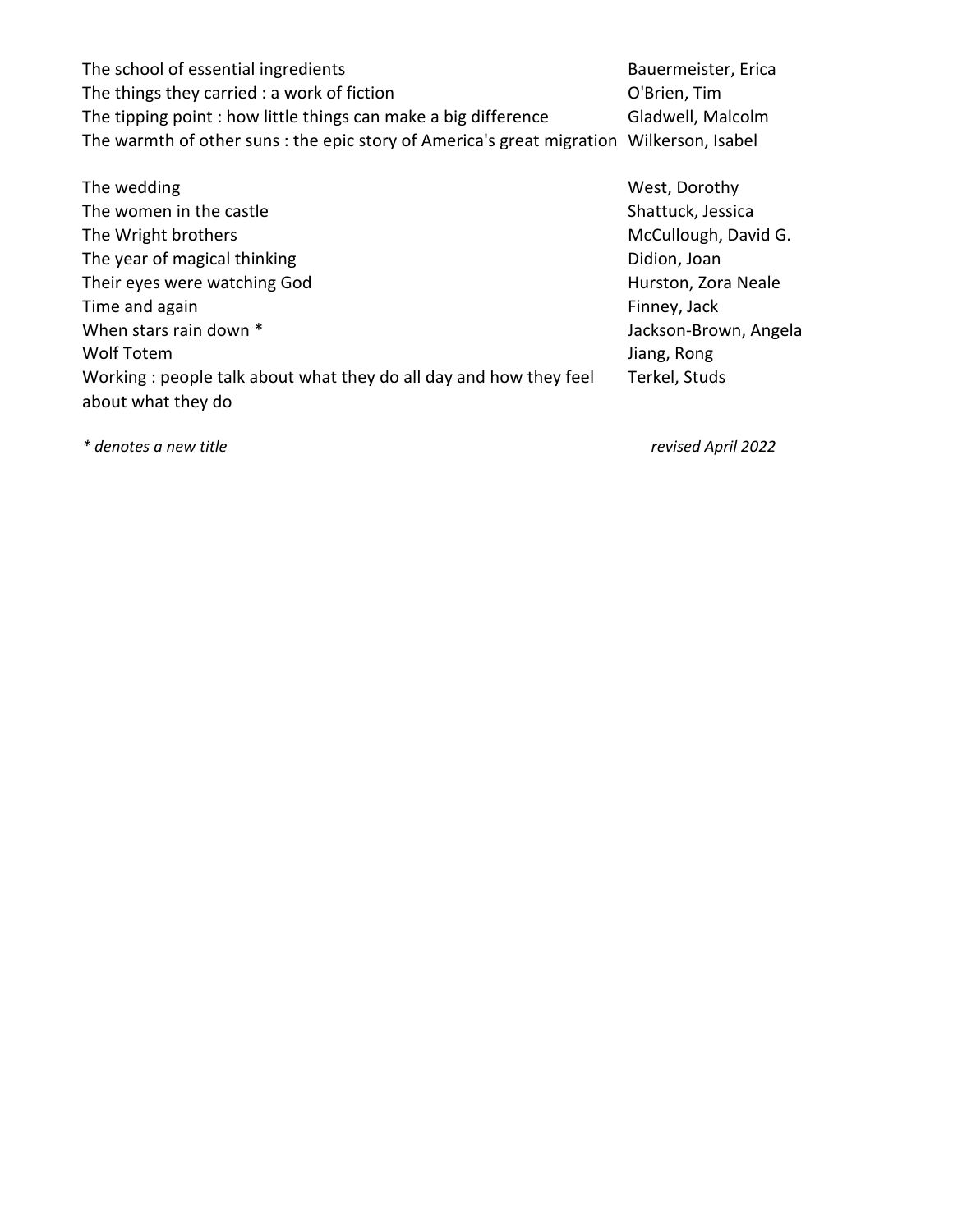| | |
|---|---|
| The school of essential ingredients | Bauermeister, Erica |
| The things they carried : a work of fiction | O'Brien, Tim |
| The tipping point : how little things can make a big difference | Gladwell, Malcolm |
| The warmth of other suns : the epic story of America's great migration | Wilkerson, Isabel |
| The wedding | West, Dorothy |
| The women in the castle | Shattuck, Jessica |
| The Wright brothers | McCullough, David G. |
| The year of magical thinking | Didion, Joan |
| Their eyes were watching God | Hurston, Zora Neale |
| Time and again | Finney, Jack |
| When stars rain down * | Jackson-Brown, Angela |
| Wolf Totem | Jiang, Rong |
| Working : people talk about what they do all day and how they feel about what they do | Terkel, Studs |

*\* denotes a new title*

*revised April 2022*